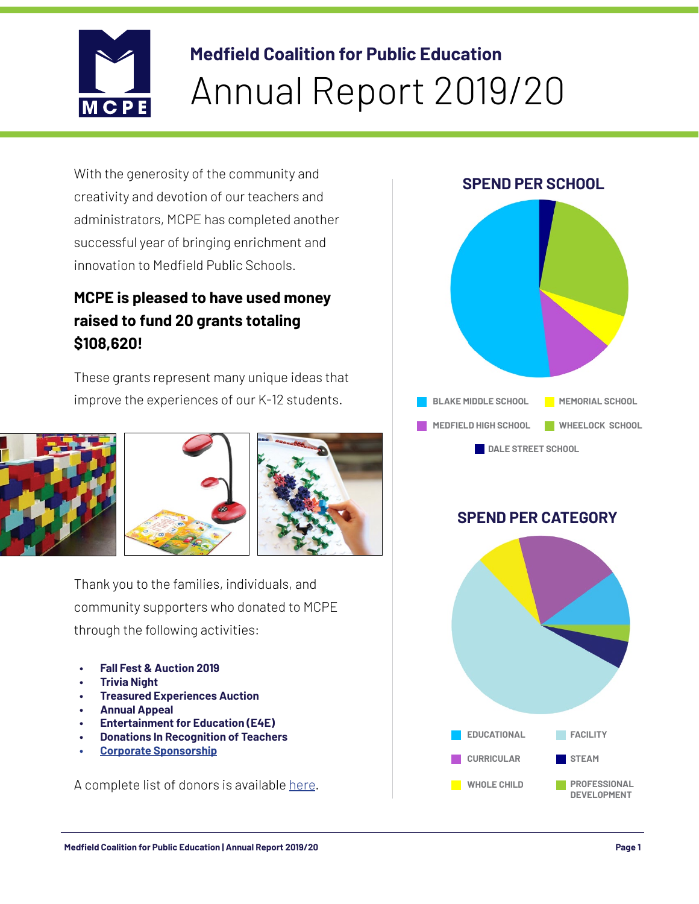# Medfield Coalition for Public Education

# Annual Report 2019/20

With the generosity of the community and creativity and devotion of our teachers and administrators, MCPE has completed another successful year of bringing enrichment and innovation to Medfield Public Schools.

**MCPE is pleased to have used money raised to fund 20 grants totaling $108,620!**

These grants represent many unique ideas that improve the experiences of our K-12 students.

Thank you to the families, individuals, and community supporters who donated to MCPE through the following activities:

- **Fall Fest & Auction 2019**
- **Trivia Night**
- **Treasured Experiences Auction**
- **Annual Appeal**
- **Entertainment for Education (E4E)**
- **Donations In Recognition of Teachers**
- **Corporate Sponsorship**

A complete list of donors is available here.

## SPEND PER SCHOOL

BLAKE MIDDLE SCHOOL · MEMORIAL SCHOOL · MEDFIELD HIGH SCHOOL · WHEELOCK SCHOOL · DALE STREET SCHOOL

## SPEND PER CATEGORY

EDUCATIONAL · FACILITY · CURRICULAR · STEAM · WHOLE CHILD · PROFESSIONAL DEVELOPMENT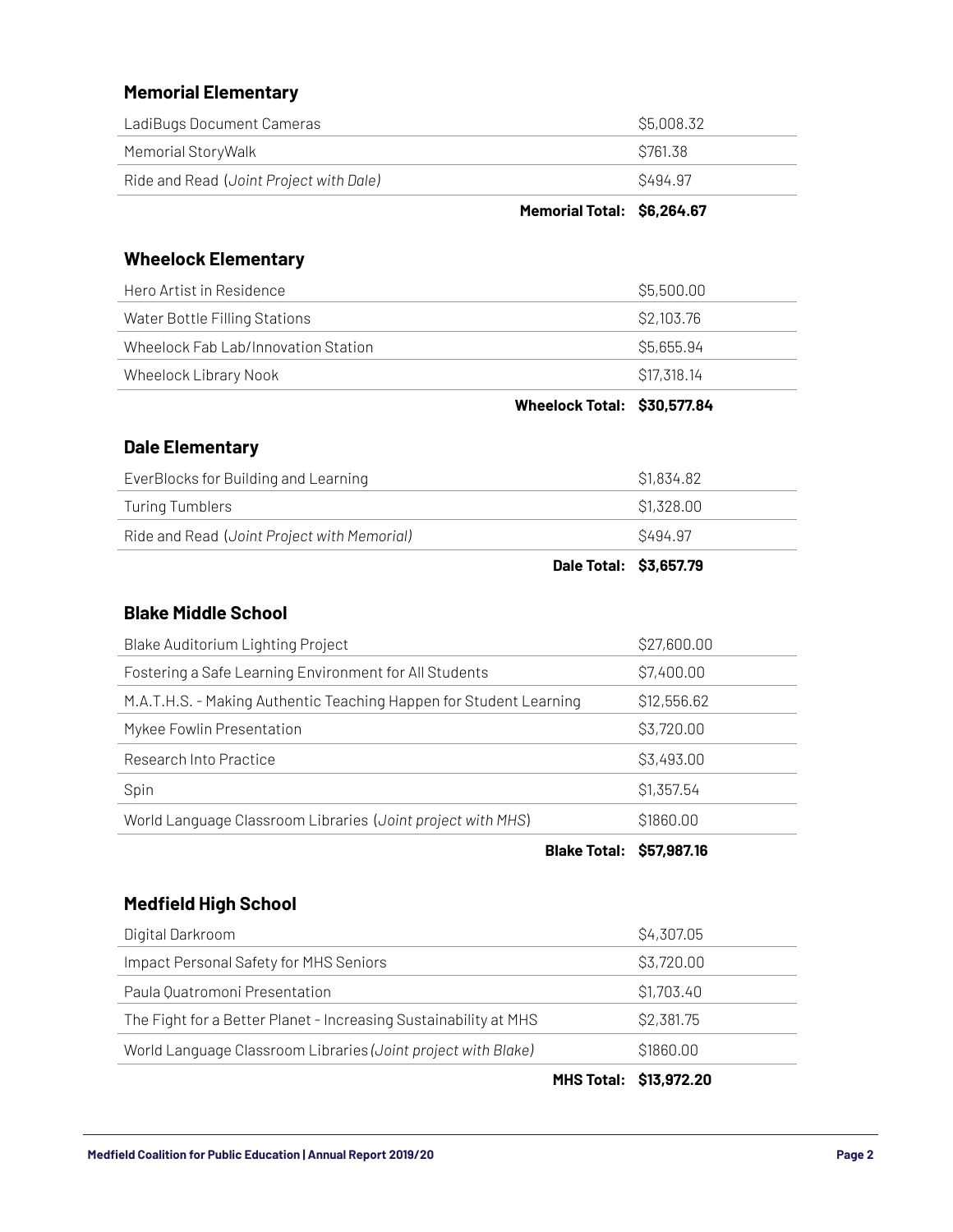### Memorial Elementary

| | |
|---|---|
| LadiBugs Document Cameras | $5,008.32 |
| Memorial StoryWalk | $761.38 |
| Ride and Read (*Joint Project with Dale*) | $494.97 |
| **Memorial Total:** | **$6,264.67** |

### Wheelock Elementary

| | |
|---|---|
| Hero Artist in Residence | $5,500.00 |
| Water Bottle Filling Stations | $2,103.76 |
| Wheelock Fab Lab/Innovation Station | $5,655.94 |
| Wheelock Library Nook | $17,318.14 |
| **Wheelock Total:** | **$30,577.84** |

### Dale Elementary

| | |
|---|---|
| EverBlocks for Building and Learning | $1,834.82 |
| Turing Tumblers | $1,328.00 |
| Ride and Read (*Joint Project with Memorial*) | $494.97 |
| **Dale Total:** | **$3,657.79** |

### Blake Middle School

| | |
|---|---|
| Blake Auditorium Lighting Project | $27,600.00 |
| Fostering a Safe Learning Environment for All Students | $7,400.00 |
| M.A.T.H.S. - Making Authentic Teaching Happen for Student Learning | $12,556.62 |
| Mykee Fowlin Presentation | $3,720.00 |
| Research Into Practice | $3,493.00 |
| Spin | $1,357.54 |
| World Language Classroom Libraries (*Joint project with MHS*) | $1860.00 |
| **Blake Total:** | **$57,987.16** |

### Medfield High School

| | |
|---|---|
| Digital Darkroom | $4,307.05 |
| Impact Personal Safety for MHS Seniors | $3,720.00 |
| Paula Quatromoni Presentation | $1,703.40 |
| The Fight for a Better Planet - Increasing Sustainability at MHS | $2,381.75 |
| World Language Classroom Libraries (*Joint project with Blake*) | $1860.00 |
| **MHS Total:** | **$13,972.20** |